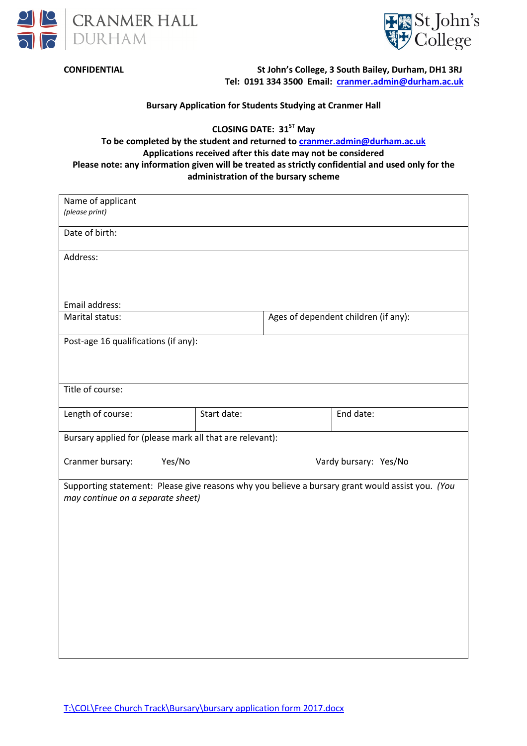CRANMER HALL
DURHAM

St John's College

**CONFIDENTIAL**

**St John's College, 3 South Bailey, Durham, DH1 3RJ**
**Tel: 0191 334 3500 Email: cranmer.admin@durham.ac.uk**

**Bursary Application for Students Studying at Cranmer Hall**

**CLOSING DATE: 31ST May**
**To be completed by the student and returned to cranmer.admin@durham.ac.uk**
**Applications received after this date may not be considered**
**Please note: any information given will be treated as strictly confidential and used only for the administration of the bursary scheme**

| | | |
|---|---|---|
| Name of applicant *(please print)* | | |
| Date of birth: | | |
| Address:<br><br>Email address: | | |
| Marital status: | Ages of dependent children (if any): | |
| Post-age 16 qualifications (if any): | | |
| Title of course: | | |
| Length of course: | Start date: | End date: |
| Bursary applied for (please mark all that are relevant):<br><br>Cranmer bursary: Yes/No | Vardy bursary: Yes/No | |
| Supporting statement: Please give reasons why you believe a bursary grant would assist you. *(You may continue on a separate sheet)* | | |

T:\COL\Free Church Track\Bursary\bursary application form 2017.docx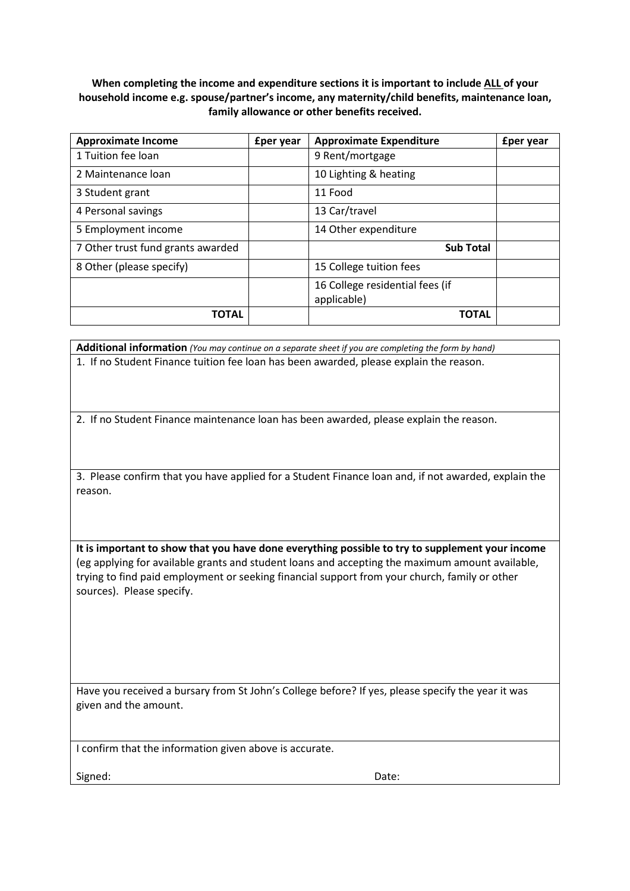**When completing the income and expenditure sections it is important to include ALL of your household income e.g. spouse/partner's income, any maternity/child benefits, maintenance loan, family allowance or other benefits received.**

| Approximate Income | £per year | Approximate Expenditure | £per year |
|---|---|---|---|
| 1 Tuition fee loan | | 9 Rent/mortgage | |
| 2 Maintenance loan | | 10 Lighting & heating | |
| 3 Student grant | | 11 Food | |
| 4 Personal savings | | 13 Car/travel | |
| 5 Employment income | | 14 Other expenditure | |
| 7 Other trust fund grants awarded | | **Sub Total** | |
| 8 Other (please specify) | | 15 College tuition fees | |
| | | 16 College residential fees (if applicable) | |
| **TOTAL** | | **TOTAL** | |

**Additional information** *(You may continue on a separate sheet if you are completing the form by hand)*

1. If no Student Finance tuition fee loan has been awarded, please explain the reason.

2. If no Student Finance maintenance loan has been awarded, please explain the reason.

3. Please confirm that you have applied for a Student Finance loan and, if not awarded, explain the reason.

**It is important to show that you have done everything possible to try to supplement your income** (eg applying for available grants and student loans and accepting the maximum amount available, trying to find paid employment or seeking financial support from your church, family or other sources). Please specify.

Have you received a bursary from St John's College before? If yes, please specify the year it was given and the amount.

I confirm that the information given above is accurate.

Signed: Date: